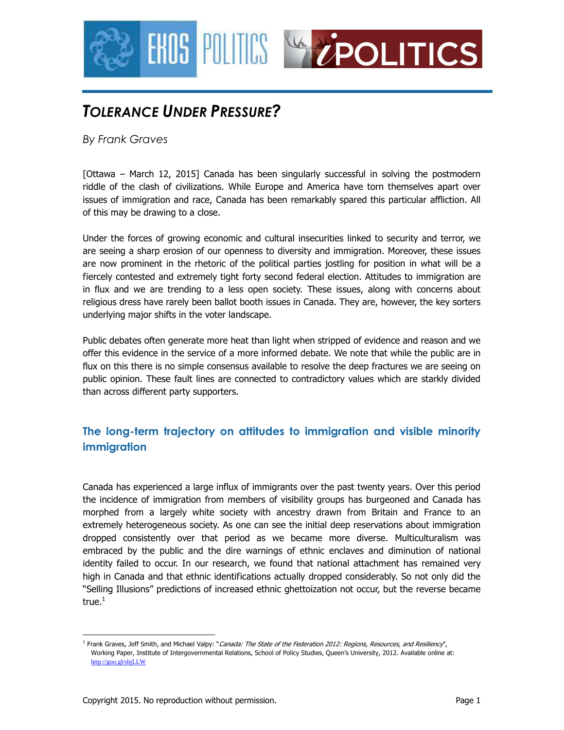# *Tolerance Under Pressure?*

*By Frank Graves*

[Ottawa – March 12, 2015] Canada has been singularly successful in solving the postmodern riddle of the clash of civilizations. While Europe and America have torn themselves apart over issues of immigration and race, Canada has been remarkably spared this particular affliction. All of this may be drawing to a close.

Under the forces of growing economic and cultural insecurities linked to security and terror, we are seeing a sharp erosion of our openness to diversity and immigration. Moreover, these issues are now prominent in the rhetoric of the political parties jostling for position in what will be a fiercely contested and extremely tight forty second federal election. Attitudes to immigration are in flux and we are trending to a less open society. These issues, along with concerns about religious dress have rarely been ballot booth issues in Canada. They are, however, the key sorters underlying major shifts in the voter landscape.

Public debates often generate more heat than light when stripped of evidence and reason and we offer this evidence in the service of a more informed debate. We note that while the public are in flux on this there is no simple consensus available to resolve the deep fractures we are seeing on public opinion. These fault lines are connected to contradictory values which are starkly divided than across different party supporters.

## The long-term trajectory on attitudes to immigration and visible minority immigration

Canada has experienced a large influx of immigrants over the past twenty years. Over this period the incidence of immigration from members of visibility groups has burgeoned and Canada has morphed from a largely white society with ancestry drawn from Britain and France to an extremely heterogeneous society. As one can see the initial deep reservations about immigration dropped consistently over that period as we became more diverse. Multiculturalism was embraced by the public and the dire warnings of ethnic enclaves and diminution of national identity failed to occur. In our research, we found that national attachment has remained very high in Canada and that ethnic identifications actually dropped considerably. So not only did the "Selling Illusions" predictions of increased ethnic ghettoization not occur, but the reverse became true.[1]

[1] Frank Graves, Jeff Smith, and Michael Valpy: "*Canada: The State of the Federation 2012: Regions, Resources, and Resiliency*", Working Paper, Institute of Intergovernmental Relations, School of Policy Studies, Queen's University, 2012. Available online at: http://goo.gl/sbjLLW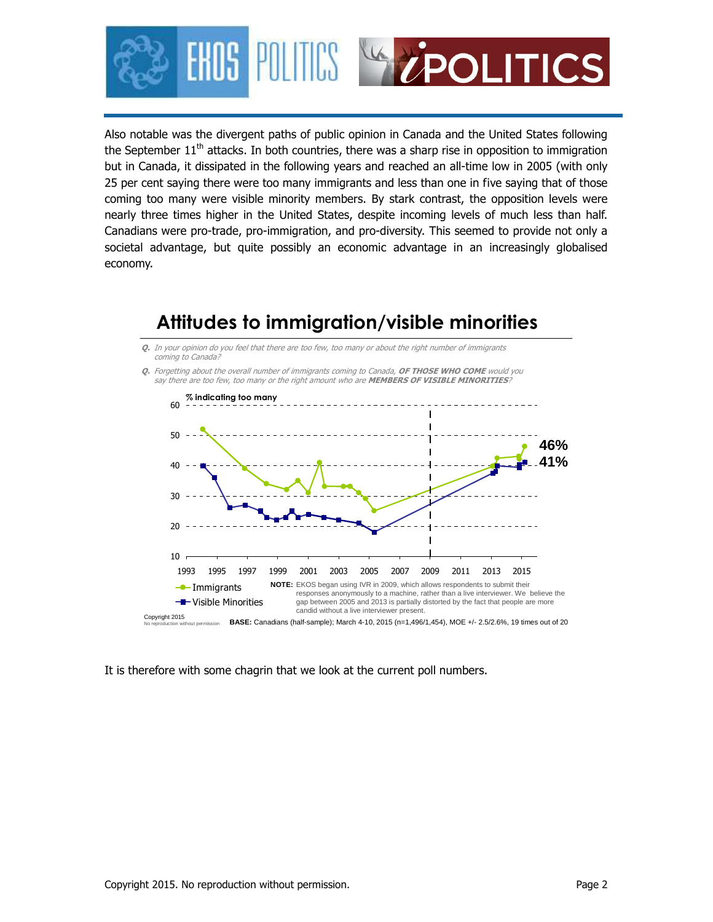Also notable was the divergent paths of public opinion in Canada and the United States following the September 11th attacks. In both countries, there was a sharp rise in opposition to immigration but in Canada, it dissipated in the following years and reached an all-time low in 2005 (with only 25 per cent saying there were too many immigrants and less than one in five saying that of those coming too many were visible minority members. By stark contrast, the opposition levels were nearly three times higher in the United States, despite incoming levels of much less than half. Canadians were pro-trade, pro-immigration, and pro-diversity. This seemed to provide not only a societal advantage, but quite possibly an economic advantage in an increasingly globalised economy.

## Attitudes to immigration/visible minorities

*Q. In your opinion do you feel that there are too few, too many or about the right number of immigrants coming to Canada?*

*Q. Forgetting about the overall number of immigrants coming to Canada, **OF THOSE WHO COME** would you say there are too few, too many or the right amount who are **MEMBERS OF VISIBLE MINORITIES**?*

% indicating too many

46% (Immigrants)
41% (Visible Minorities)

**NOTE:** EKOS began using IVR in 2009, which allows respondents to submit their responses anonymously to a machine, rather than a live interviewer. We believe the gap between 2005 and 2013 is partially distorted by the fact that people are more candid without a live interviewer present.

Copyright 2015
No reproduction without permission

**BASE:** Canadians (half-sample); March 4-10, 2015 (n=1,496/1,454), MOE +/- 2.5/2.6%, 19 times out of 20

It is therefore with some chagrin that we look at the current poll numbers.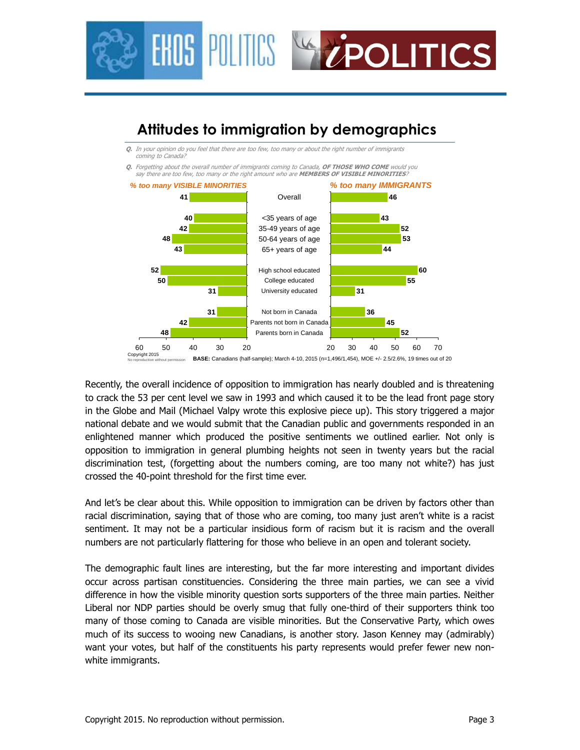## Attitudes to immigration by demographics

*Q. In your opinion do you feel that there are too few, too many or about the right number of immigrants coming to Canada?*

*Q. Forgetting about the overall number of immigrants coming to Canada, **OF THOSE WHO COME** would you say there are too few, too many or the right amount who are **MEMBERS OF VISIBLE MINORITIES**?*

| % too many VISIBLE MINORITIES | | % too many IMMIGRANTS |
|---|---|---|
| 41 | Overall | 46 |
| 40 | <35 years of age | 43 |
| 42 | 35-49 years of age | 52 |
| 48 | 50-64 years of age | 53 |
| 43 | 65+ years of age | 44 |
| 52 | High school educated | 60 |
| 50 | College educated | 55 |
| 31 | University educated | 31 |
| 31 | Not born in Canada | 36 |
| 42 | Parents not born in Canada | 45 |
| 48 | Parents born in Canada | 52 |

Copyright 2015
No reproduction without permission

**BASE:** Canadians (half-sample); March 4-10, 2015 (n=1,496/1,454), MOE +/- 2.5/2.6%, 19 times out of 20

Recently, the overall incidence of opposition to immigration has nearly doubled and is threatening to crack the 53 per cent level we saw in 1993 and which caused it to be the lead front page story in the Globe and Mail (Michael Valpy wrote this explosive piece up). This story triggered a major national debate and we would submit that the Canadian public and governments responded in an enlightened manner which produced the positive sentiments we outlined earlier. Not only is opposition to immigration in general plumbing heights not seen in twenty years but the racial discrimination test, (forgetting about the numbers coming, are too many not white?) has just crossed the 40-point threshold for the first time ever.

And let's be clear about this. While opposition to immigration can be driven by factors other than racial discrimination, saying that of those who are coming, too many just aren't white is a racist sentiment. It may not be a particular insidious form of racism but it is racism and the overall numbers are not particularly flattering for those who believe in an open and tolerant society.

The demographic fault lines are interesting, but the far more interesting and important divides occur across partisan constituencies. Considering the three main parties, we can see a vivid difference in how the visible minority question sorts supporters of the three main parties. Neither Liberal nor NDP parties should be overly smug that fully one-third of their supporters think too many of those coming to Canada are visible minorities. But the Conservative Party, which owes much of its success to wooing new Canadians, is another story. Jason Kenney may (admirably) want your votes, but half of the constituents his party represents would prefer fewer new non-white immigrants.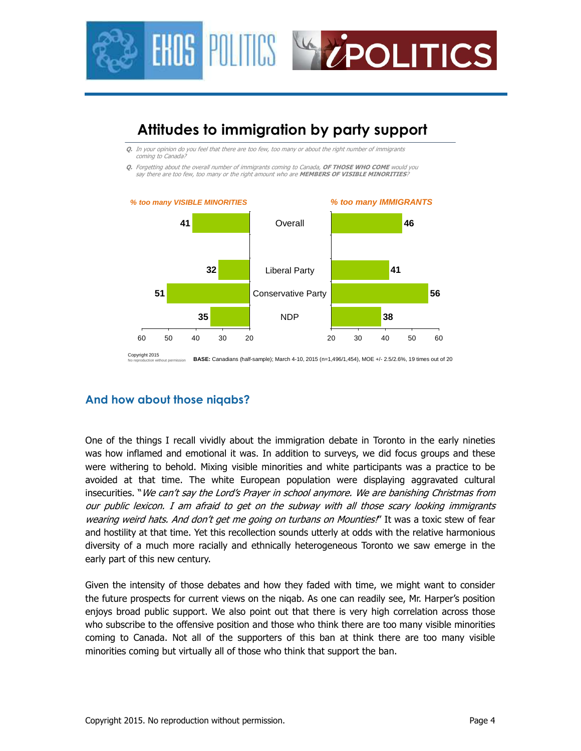## Attitudes to immigration by party support

*Q. In your opinion do you feel that there are too few, too many or about the right number of immigrants coming to Canada?*

*Q. Forgetting about the overall number of immigrants coming to Canada, **OF THOSE WHO COME** would you say there are too few, too many or the right amount who are **MEMBERS OF VISIBLE MINORITIES**?*

| | % too many VISIBLE MINORITIES | % too many IMMIGRANTS |
|---|---|---|
| Overall | 41 | 46 |
| Liberal Party | 32 | 41 |
| Conservative Party | 51 | 56 |
| NDP | 35 | 38 |

Copyright 2015
No reproduction without permission

**BASE:** Canadians (half-sample); March 4-10, 2015 (n=1,496/1,454), MOE +/- 2.5/2.6%, 19 times out of 20

## And how about those niqabs?

One of the things I recall vividly about the immigration debate in Toronto in the early nineties was how inflamed and emotional it was. In addition to surveys, we did focus groups and these were withering to behold. Mixing visible minorities and white participants was a practice to be avoided at that time. The white European population were displaying aggravated cultural insecurities. "*We can't say the Lord's Prayer in school anymore. We are banishing Christmas from our public lexicon. I am afraid to get on the subway with all those scary looking immigrants wearing weird hats. And don't get me going on turbans on Mounties!*" It was a toxic stew of fear and hostility at that time. Yet this recollection sounds utterly at odds with the relative harmonious diversity of a much more racially and ethnically heterogeneous Toronto we saw emerge in the early part of this new century.

Given the intensity of those debates and how they faded with time, we might want to consider the future prospects for current views on the niqab. As one can readily see, Mr. Harper's position enjoys broad public support. We also point out that there is very high correlation across those who subscribe to the offensive position and those who think there are too many visible minorities coming to Canada. Not all of the supporters of this ban at think there are too many visible minorities coming but virtually all of those who think that support the ban.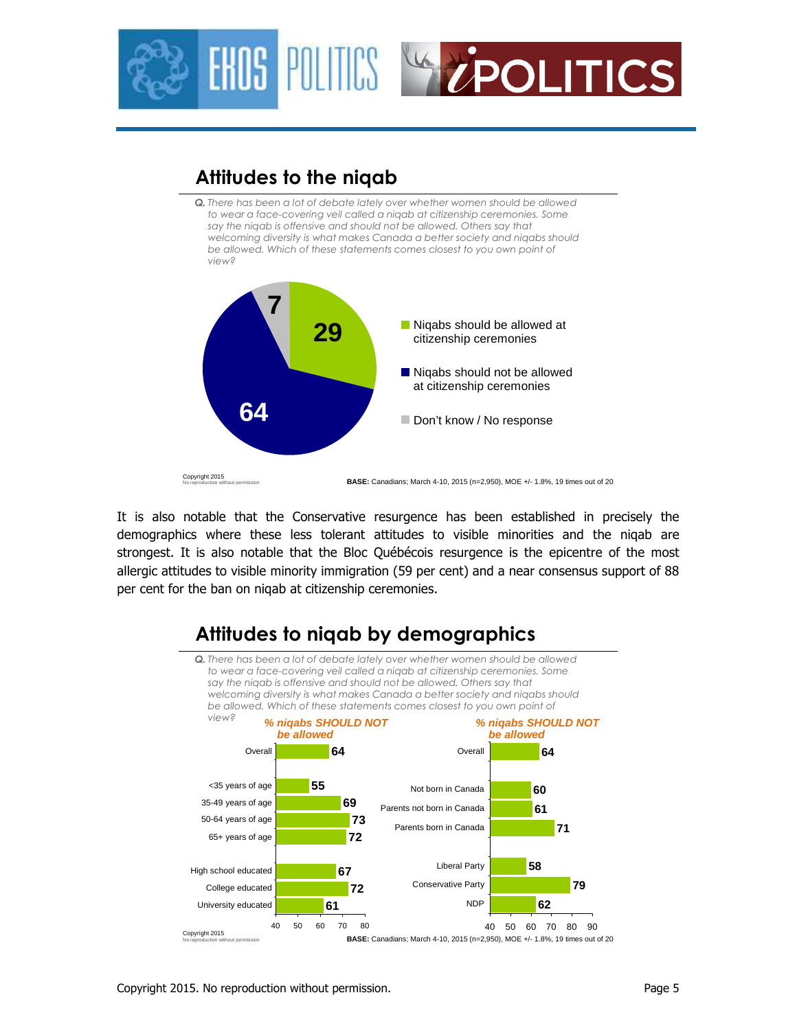## Attitudes to the niqab

*Q. There has been a lot of debate lately over whether women should be allowed to wear a face-covering veil called a niqab at citizenship ceremonies. Some say the niqab is offensive and should not be allowed. Others say that welcoming diversity is what makes Canada a better society and niqabs should be allowed. Which of these statements comes closest to you own point of view?*

| Response | % |
|---|---|
| Niqabs should be allowed at citizenship ceremonies | 29 |
| Niqabs should not be allowed at citizenship ceremonies | 64 |
| Don't know / No response | 7 |

Copyright 2015
No reproduction without permission

**BASE:** Canadians; March 4-10, 2015 (n=2,950), MOE +/- 1.8%, 19 times out of 20

It is also notable that the Conservative resurgence has been established in precisely the demographics where these less tolerant attitudes to visible minorities and the niqab are strongest. It is also notable that the Bloc Québécois resurgence is the epicentre of the most allergic attitudes to visible minority immigration (59 per cent) and a near consensus support of 88 per cent for the ban on niqab at citizenship ceremonies.

## Attitudes to niqab by demographics

*Q. There has been a lot of debate lately over whether women should be allowed to wear a face-covering veil called a niqab at citizenship ceremonies. Some say the niqab is offensive and should not be allowed. Others say that welcoming diversity is what makes Canada a better society and niqabs should be allowed. Which of these statements comes closest to you own point of view?*

| Group | % niqabs SHOULD NOT be allowed |
|---|---|
| Overall | 64 |
| <35 years of age | 55 |
| 35-49 years of age | 69 |
| 50-64 years of age | 73 |
| 65+ years of age | 72 |
| High school educated | 67 |
| College educated | 72 |
| University educated | 61 |

| Group | % niqabs SHOULD NOT be allowed |
|---|---|
| Overall | 64 |
| Not born in Canada | 60 |
| Parents not born in Canada | 61 |
| Parents born in Canada | 71 |
| Liberal Party | 58 |
| Conservative Party | 79 |
| NDP | 62 |

Copyright 2015
No reproduction without permission

**BASE:** Canadians; March 4-10, 2015 (n=2,950), MOE +/- 1.8%, 19 times out of 20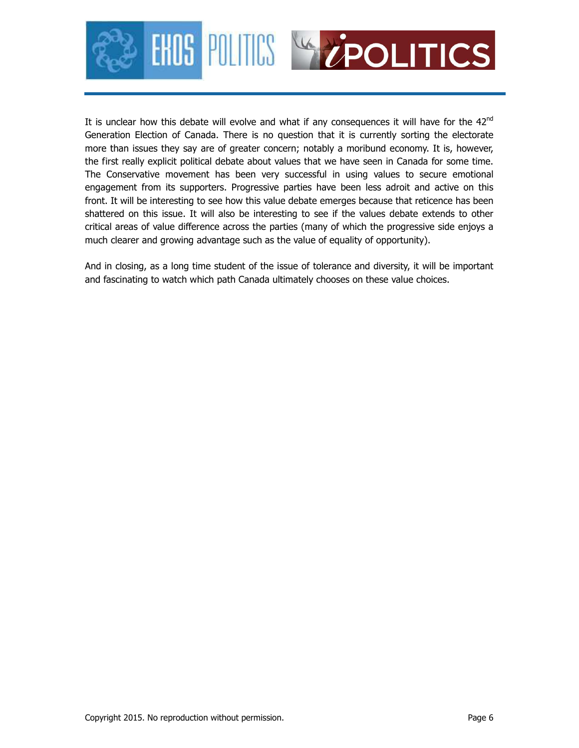It is unclear how this debate will evolve and what if any consequences it will have for the 42nd Generation Election of Canada. There is no question that it is currently sorting the electorate more than issues they say are of greater concern; notably a moribund economy. It is, however, the first really explicit political debate about values that we have seen in Canada for some time. The Conservative movement has been very successful in using values to secure emotional engagement from its supporters. Progressive parties have been less adroit and active on this front. It will be interesting to see how this value debate emerges because that reticence has been shattered on this issue. It will also be interesting to see if the values debate extends to other critical areas of value difference across the parties (many of which the progressive side enjoys a much clearer and growing advantage such as the value of equality of opportunity).

And in closing, as a long time student of the issue of tolerance and diversity, it will be important and fascinating to watch which path Canada ultimately chooses on these value choices.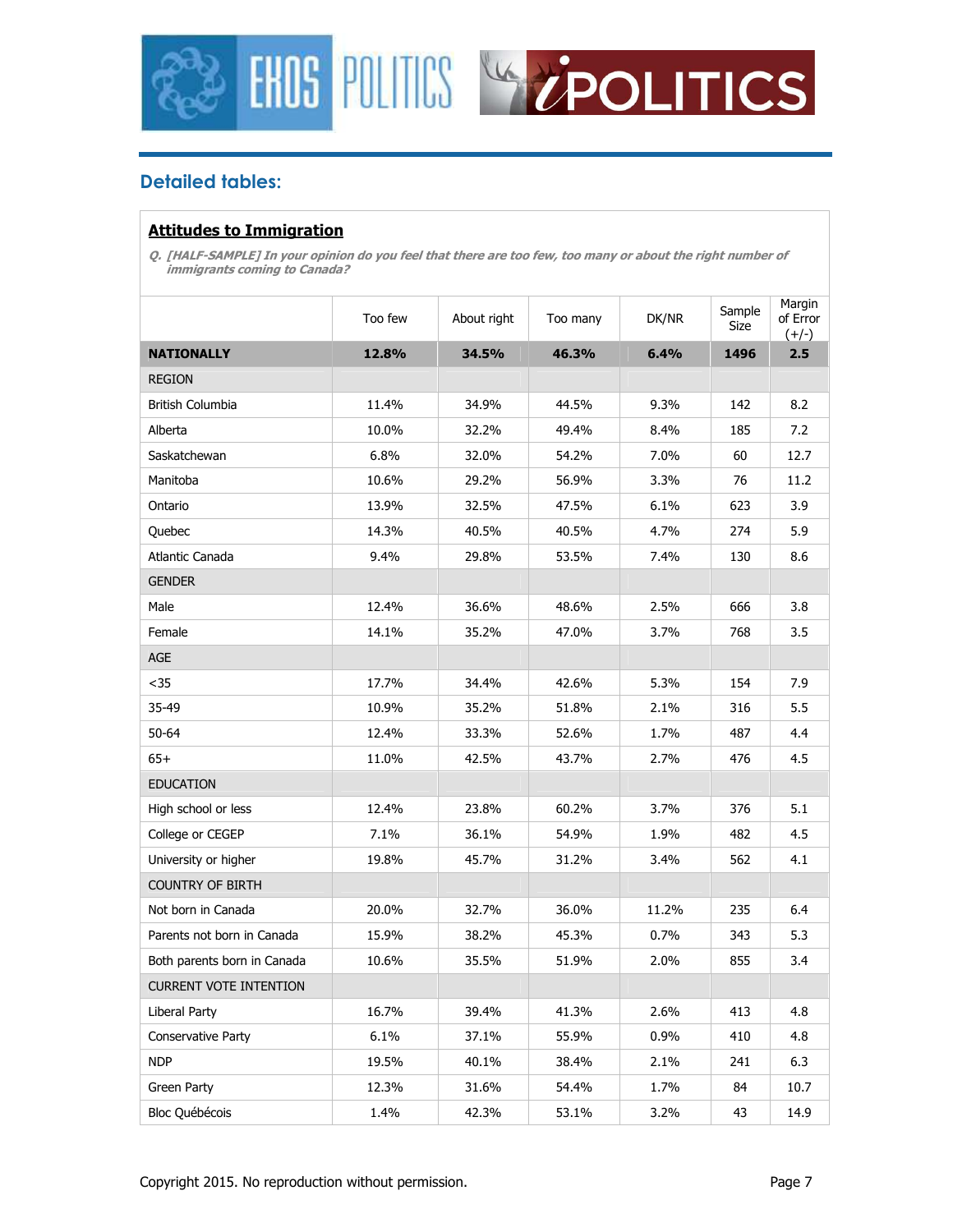## Detailed tables:

### Attitudes to Immigration

*Q. [HALF-SAMPLE] In your opinion do you feel that there are too few, too many or about the right number of immigrants coming to Canada?*

| | Too few | About right | Too many | DK/NR | Sample Size | Margin of Error (+/-) |
|---|---|---|---|---|---|---|
| **NATIONALLY** | **12.8%** | **34.5%** | **46.3%** | **6.4%** | **1496** | **2.5** |
| REGION | | | | | | |
| British Columbia | 11.4% | 34.9% | 44.5% | 9.3% | 142 | 8.2 |
| Alberta | 10.0% | 32.2% | 49.4% | 8.4% | 185 | 7.2 |
| Saskatchewan | 6.8% | 32.0% | 54.2% | 7.0% | 60 | 12.7 |
| Manitoba | 10.6% | 29.2% | 56.9% | 3.3% | 76 | 11.2 |
| Ontario | 13.9% | 32.5% | 47.5% | 6.1% | 623 | 3.9 |
| Quebec | 14.3% | 40.5% | 40.5% | 4.7% | 274 | 5.9 |
| Atlantic Canada | 9.4% | 29.8% | 53.5% | 7.4% | 130 | 8.6 |
| GENDER | | | | | | |
| Male | 12.4% | 36.6% | 48.6% | 2.5% | 666 | 3.8 |
| Female | 14.1% | 35.2% | 47.0% | 3.7% | 768 | 3.5 |
| AGE | | | | | | |
| <35 | 17.7% | 34.4% | 42.6% | 5.3% | 154 | 7.9 |
| 35-49 | 10.9% | 35.2% | 51.8% | 2.1% | 316 | 5.5 |
| 50-64 | 12.4% | 33.3% | 52.6% | 1.7% | 487 | 4.4 |
| 65+ | 11.0% | 42.5% | 43.7% | 2.7% | 476 | 4.5 |
| EDUCATION | | | | | | |
| High school or less | 12.4% | 23.8% | 60.2% | 3.7% | 376 | 5.1 |
| College or CEGEP | 7.1% | 36.1% | 54.9% | 1.9% | 482 | 4.5 |
| University or higher | 19.8% | 45.7% | 31.2% | 3.4% | 562 | 4.1 |
| COUNTRY OF BIRTH | | | | | | |
| Not born in Canada | 20.0% | 32.7% | 36.0% | 11.2% | 235 | 6.4 |
| Parents not born in Canada | 15.9% | 38.2% | 45.3% | 0.7% | 343 | 5.3 |
| Both parents born in Canada | 10.6% | 35.5% | 51.9% | 2.0% | 855 | 3.4 |
| CURRENT VOTE INTENTION | | | | | | |
| Liberal Party | 16.7% | 39.4% | 41.3% | 2.6% | 413 | 4.8 |
| Conservative Party | 6.1% | 37.1% | 55.9% | 0.9% | 410 | 4.8 |
| NDP | 19.5% | 40.1% | 38.4% | 2.1% | 241 | 6.3 |
| Green Party | 12.3% | 31.6% | 54.4% | 1.7% | 84 | 10.7 |
| Bloc Québécois | 1.4% | 42.3% | 53.1% | 3.2% | 43 | 14.9 |

Copyright 2015. No reproduction without permission.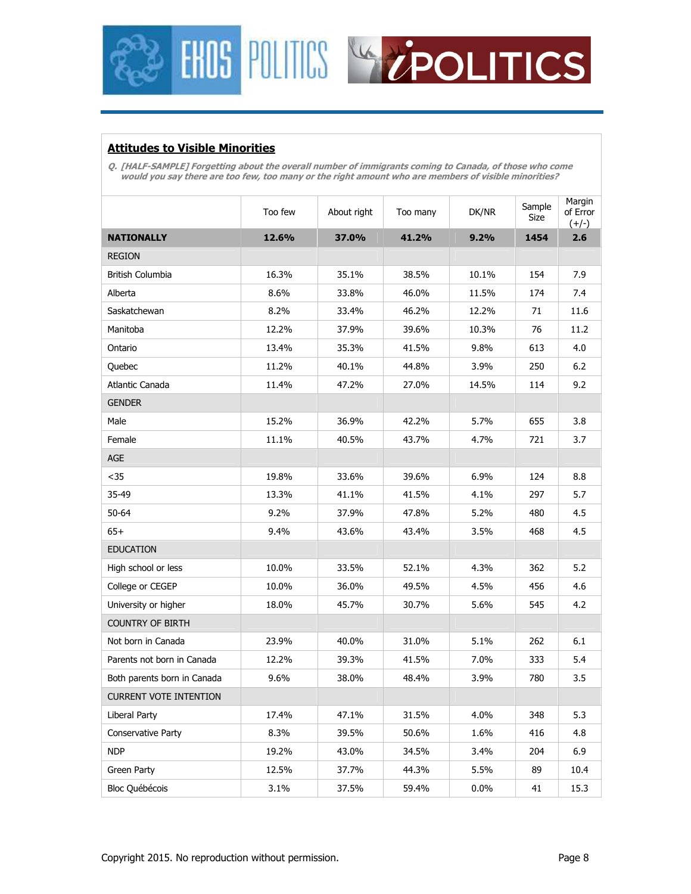## Attitudes to Visible Minorities

*Q. [HALF-SAMPLE] Forgetting about the overall number of immigrants coming to Canada, of those who come would you say there are too few, too many or the right amount who are members of visible minorities?*

| | Too few | About right | Too many | DK/NR | Sample Size | Margin of Error (+/-) |
|---|---|---|---|---|---|---|
| **NATIONALLY** | **12.6%** | **37.0%** | **41.2%** | **9.2%** | **1454** | **2.6** |
| REGION | | | | | | |
| British Columbia | 16.3% | 35.1% | 38.5% | 10.1% | 154 | 7.9 |
| Alberta | 8.6% | 33.8% | 46.0% | 11.5% | 174 | 7.4 |
| Saskatchewan | 8.2% | 33.4% | 46.2% | 12.2% | 71 | 11.6 |
| Manitoba | 12.2% | 37.9% | 39.6% | 10.3% | 76 | 11.2 |
| Ontario | 13.4% | 35.3% | 41.5% | 9.8% | 613 | 4.0 |
| Quebec | 11.2% | 40.1% | 44.8% | 3.9% | 250 | 6.2 |
| Atlantic Canada | 11.4% | 47.2% | 27.0% | 14.5% | 114 | 9.2 |
| GENDER | | | | | | |
| Male | 15.2% | 36.9% | 42.2% | 5.7% | 655 | 3.8 |
| Female | 11.1% | 40.5% | 43.7% | 4.7% | 721 | 3.7 |
| AGE | | | | | | |
| <35 | 19.8% | 33.6% | 39.6% | 6.9% | 124 | 8.8 |
| 35-49 | 13.3% | 41.1% | 41.5% | 4.1% | 297 | 5.7 |
| 50-64 | 9.2% | 37.9% | 47.8% | 5.2% | 480 | 4.5 |
| 65+ | 9.4% | 43.6% | 43.4% | 3.5% | 468 | 4.5 |
| EDUCATION | | | | | | |
| High school or less | 10.0% | 33.5% | 52.1% | 4.3% | 362 | 5.2 |
| College or CEGEP | 10.0% | 36.0% | 49.5% | 4.5% | 456 | 4.6 |
| University or higher | 18.0% | 45.7% | 30.7% | 5.6% | 545 | 4.2 |
| COUNTRY OF BIRTH | | | | | | |
| Not born in Canada | 23.9% | 40.0% | 31.0% | 5.1% | 262 | 6.1 |
| Parents not born in Canada | 12.2% | 39.3% | 41.5% | 7.0% | 333 | 5.4 |
| Both parents born in Canada | 9.6% | 38.0% | 48.4% | 3.9% | 780 | 3.5 |
| CURRENT VOTE INTENTION | | | | | | |
| Liberal Party | 17.4% | 47.1% | 31.5% | 4.0% | 348 | 5.3 |
| Conservative Party | 8.3% | 39.5% | 50.6% | 1.6% | 416 | 4.8 |
| NDP | 19.2% | 43.0% | 34.5% | 3.4% | 204 | 6.9 |
| Green Party | 12.5% | 37.7% | 44.3% | 5.5% | 89 | 10.4 |
| Bloc Québécois | 3.1% | 37.5% | 59.4% | 0.0% | 41 | 15.3 |

Copyright 2015. No reproduction without permission.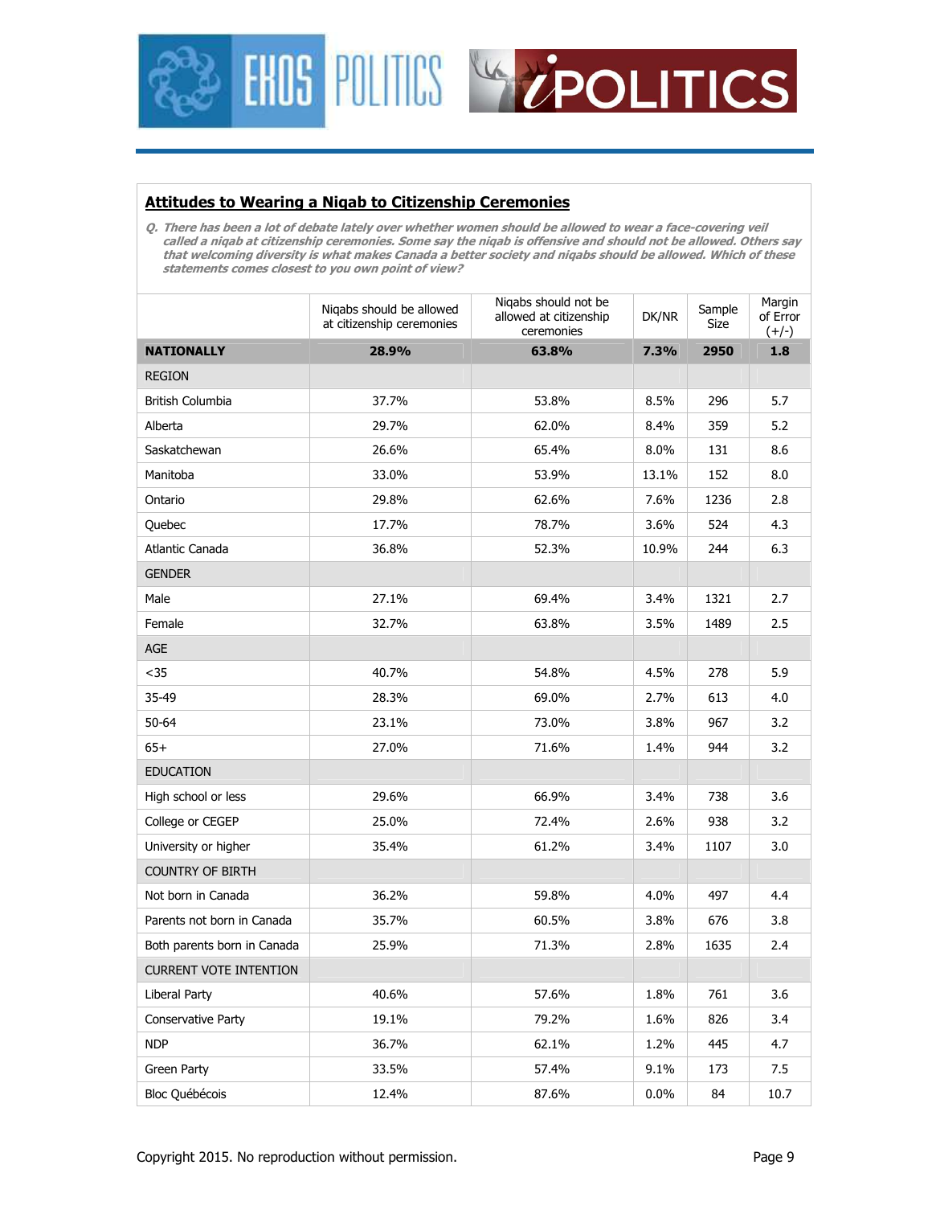## Attitudes to Wearing a Niqab to Citizenship Ceremonies

*Q. There has been a lot of debate lately over whether women should be allowed to wear a face-covering veil called a niqab at citizenship ceremonies. Some say the niqab is offensive and should not be allowed. Others say that welcoming diversity is what makes Canada a better society and niqabs should be allowed. Which of these statements comes closest to you own point of view?*

| | Niqabs should be allowed at citizenship ceremonies | Niqabs should not be allowed at citizenship ceremonies | DK/NR | Sample Size | Margin of Error (+/-) |
|---|---|---|---|---|---|
| **NATIONALLY** | **28.9%** | **63.8%** | **7.3%** | **2950** | **1.8** |
| REGION | | | | | |
| British Columbia | 37.7% | 53.8% | 8.5% | 296 | 5.7 |
| Alberta | 29.7% | 62.0% | 8.4% | 359 | 5.2 |
| Saskatchewan | 26.6% | 65.4% | 8.0% | 131 | 8.6 |
| Manitoba | 33.0% | 53.9% | 13.1% | 152 | 8.0 |
| Ontario | 29.8% | 62.6% | 7.6% | 1236 | 2.8 |
| Quebec | 17.7% | 78.7% | 3.6% | 524 | 4.3 |
| Atlantic Canada | 36.8% | 52.3% | 10.9% | 244 | 6.3 |
| GENDER | | | | | |
| Male | 27.1% | 69.4% | 3.4% | 1321 | 2.7 |
| Female | 32.7% | 63.8% | 3.5% | 1489 | 2.5 |
| AGE | | | | | |
| <35 | 40.7% | 54.8% | 4.5% | 278 | 5.9 |
| 35-49 | 28.3% | 69.0% | 2.7% | 613 | 4.0 |
| 50-64 | 23.1% | 73.0% | 3.8% | 967 | 3.2 |
| 65+ | 27.0% | 71.6% | 1.4% | 944 | 3.2 |
| EDUCATION | | | | | |
| High school or less | 29.6% | 66.9% | 3.4% | 738 | 3.6 |
| College or CEGEP | 25.0% | 72.4% | 2.6% | 938 | 3.2 |
| University or higher | 35.4% | 61.2% | 3.4% | 1107 | 3.0 |
| COUNTRY OF BIRTH | | | | | |
| Not born in Canada | 36.2% | 59.8% | 4.0% | 497 | 4.4 |
| Parents not born in Canada | 35.7% | 60.5% | 3.8% | 676 | 3.8 |
| Both parents born in Canada | 25.9% | 71.3% | 2.8% | 1635 | 2.4 |
| CURRENT VOTE INTENTION | | | | | |
| Liberal Party | 40.6% | 57.6% | 1.8% | 761 | 3.6 |
| Conservative Party | 19.1% | 79.2% | 1.6% | 826 | 3.4 |
| NDP | 36.7% | 62.1% | 1.2% | 445 | 4.7 |
| Green Party | 33.5% | 57.4% | 9.1% | 173 | 7.5 |
| Bloc Québécois | 12.4% | 87.6% | 0.0% | 84 | 10.7 |

Copyright 2015. No reproduction without permission.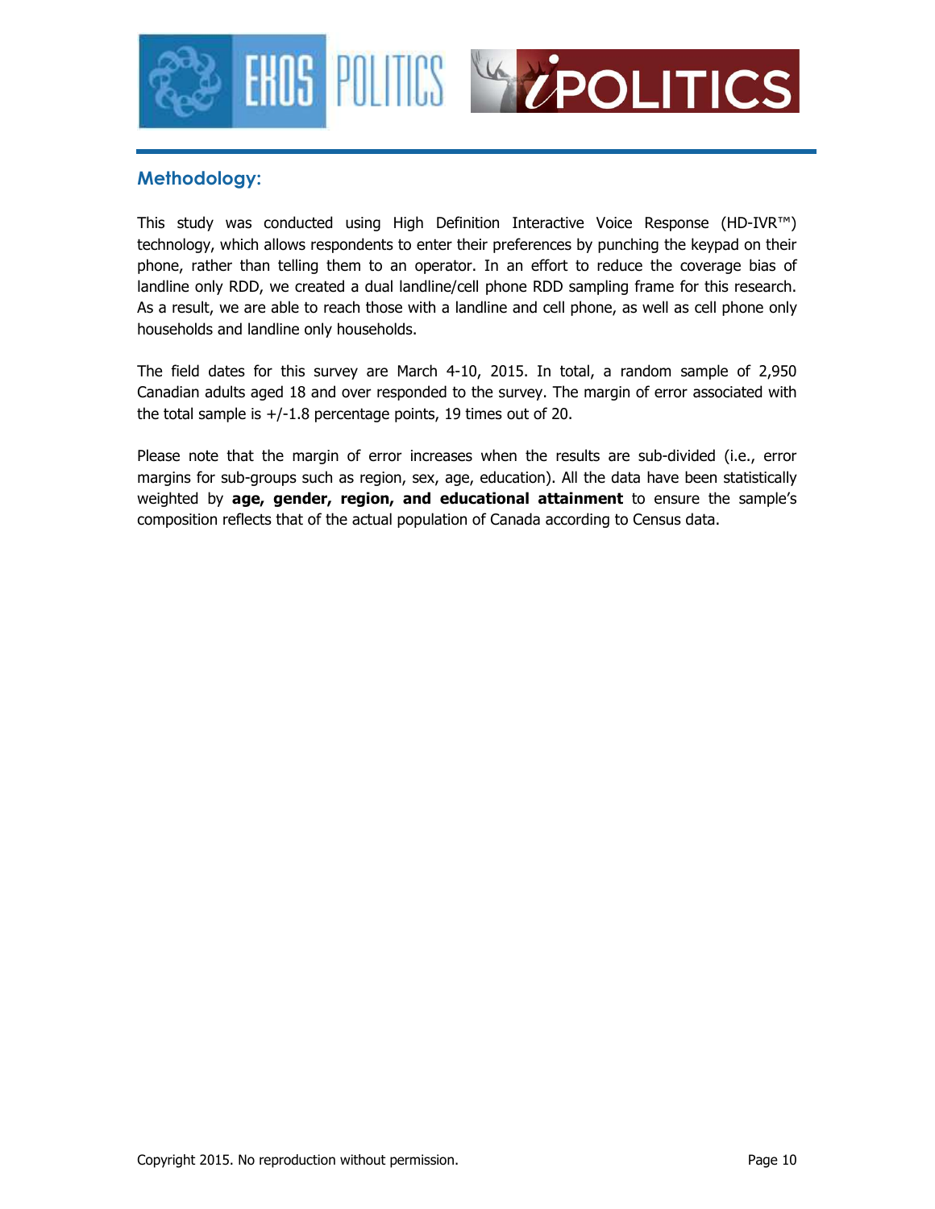## Methodology:

This study was conducted using High Definition Interactive Voice Response (HD-IVR™) technology, which allows respondents to enter their preferences by punching the keypad on their phone, rather than telling them to an operator. In an effort to reduce the coverage bias of landline only RDD, we created a dual landline/cell phone RDD sampling frame for this research. As a result, we are able to reach those with a landline and cell phone, as well as cell phone only households and landline only households.

The field dates for this survey are March 4-10, 2015. In total, a random sample of 2,950 Canadian adults aged 18 and over responded to the survey. The margin of error associated with the total sample is +/-1.8 percentage points, 19 times out of 20.

Please note that the margin of error increases when the results are sub-divided (i.e., error margins for sub-groups such as region, sex, age, education). All the data have been statistically weighted by **age, gender, region, and educational attainment** to ensure the sample's composition reflects that of the actual population of Canada according to Census data.